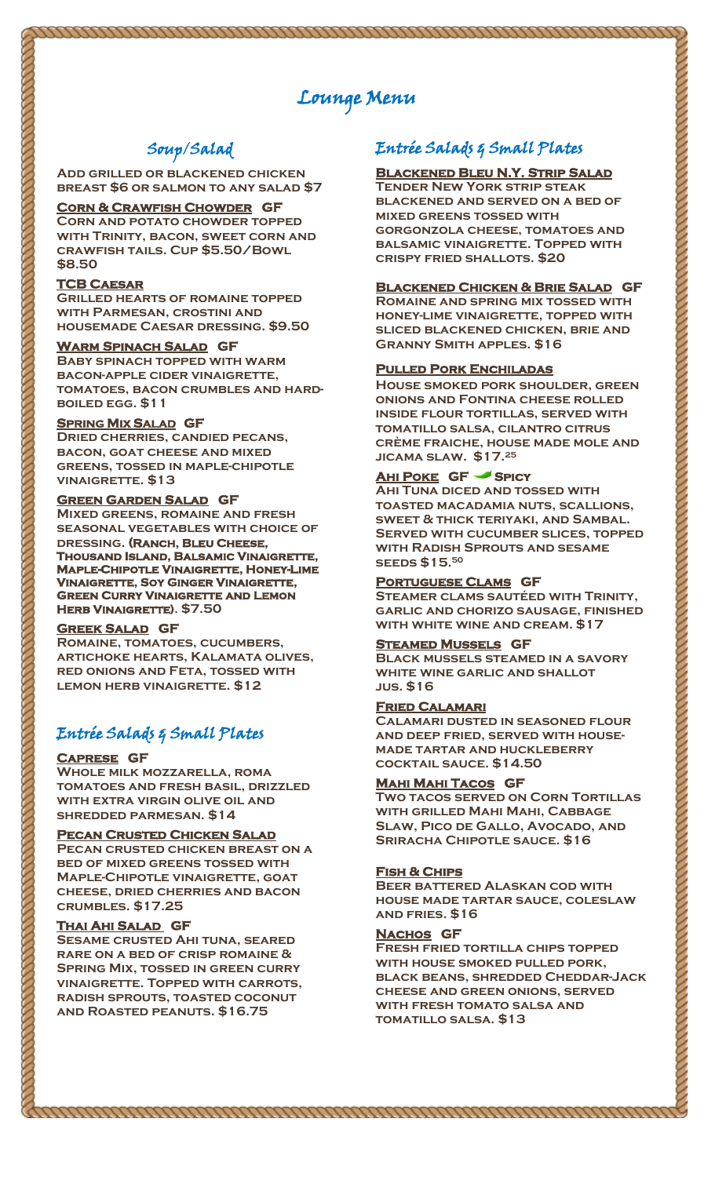# Lounge Menu

## Soup/Salad

**Add grilled or blackened chicken breast $6 or salmon to any salad $7**

**Corn & Crawfish Chowder GF**
Corn and potato chowder topped with Trinity, bacon, sweet corn and crawfish tails. Cup $5.50/Bowl $8.50

**TCB Caesar**
Grilled hearts of romaine topped with Parmesan, crostini and housemade Caesar dressing. $9.50

**Warm Spinach Salad GF**
Baby spinach topped with warm bacon-apple cider vinaigrette, tomatoes, bacon crumbles and hard-boiled egg. $11

**Spring Mix Salad GF**
Dried cherries, candied pecans, bacon, goat cheese and mixed greens, tossed in maple-chipotle vinaigrette. $13

**Green Garden Salad GF**
Mixed greens, romaine and fresh seasonal vegetables with choice of dressing. (**Ranch, Bleu Cheese, Thousand Island, Balsamic Vinaigrette, Maple-Chipotle Vinaigrette, Honey-Lime Vinaigrette, Soy Ginger Vinaigrette, Green Curry Vinaigrette and Lemon Herb Vinaigrette**). $7.50

**Greek Salad GF**
Romaine, tomatoes, cucumbers, artichoke hearts, Kalamata olives, red onions and Feta, tossed with lemon herb vinaigrette. $12

## Entrée Salads & Small Plates

**Caprese GF**
Whole milk mozzarella, roma tomatoes and fresh basil, drizzled with extra virgin olive oil and shredded parmesan. $14

**Pecan Crusted Chicken Salad**
Pecan crusted chicken breast on a bed of mixed greens tossed with Maple-Chipotle vinaigrette, goat cheese, dried cherries and bacon crumbles. $17.25

**Thai Ahi Salad GF**
Sesame crusted Ahi tuna, seared rare on a bed of crisp romaine & Spring Mix, tossed in green curry vinaigrette. Topped with carrots, radish sprouts, toasted coconut and Roasted peanuts. $16.75

## Entrée Salads & Small Plates

**Blackened Bleu N.Y. Strip Salad**
Tender New York strip steak blackened and served on a bed of mixed greens tossed with gorgonzola cheese, tomatoes and balsamic vinaigrette. Topped with crispy fried shallots. $20

**Blackened Chicken & Brie Salad GF**
Romaine and spring mix tossed with honey-lime vinaigrette, topped with sliced blackened chicken, brie and Granny Smith apples. $16

**Pulled Pork Enchiladas**
House smoked pork shoulder, green onions and Fontina cheese rolled inside flour tortillas, served with tomatillo salsa, cilantro citrus crème fraiche, house made mole and jicama slaw. $17.25

**Ahi Poke GF Spicy**
Ahi Tuna diced and tossed with toasted macadamia nuts, scallions, sweet & thick teriyaki, and Sambal. Served with cucumber slices, topped with Radish Sprouts and sesame seeds $15.50

**Portuguese Clams GF**
Steamer clams sautéed with Trinity, garlic and chorizo sausage, finished with white wine and cream. $17

**Steamed Mussels GF**
Black mussels steamed in a savory white wine garlic and shallot jus. $16

**Fried Calamari**
Calamari dusted in seasoned flour and deep fried, served with house-made tartar and huckleberry cocktail sauce. $14.50

**Mahi Mahi Tacos GF**
Two tacos served on Corn Tortillas with grilled Mahi Mahi, Cabbage Slaw, Pico de Gallo, Avocado, and Sriracha Chipotle sauce. $16

**Fish & Chips**
Beer battered Alaskan cod with house made tartar sauce, coleslaw and fries. $16

**Nachos GF**
Fresh fried tortilla chips topped with house smoked pulled pork, black beans, shredded Cheddar-Jack cheese and green onions, served with fresh tomato salsa and tomatillo salsa. $13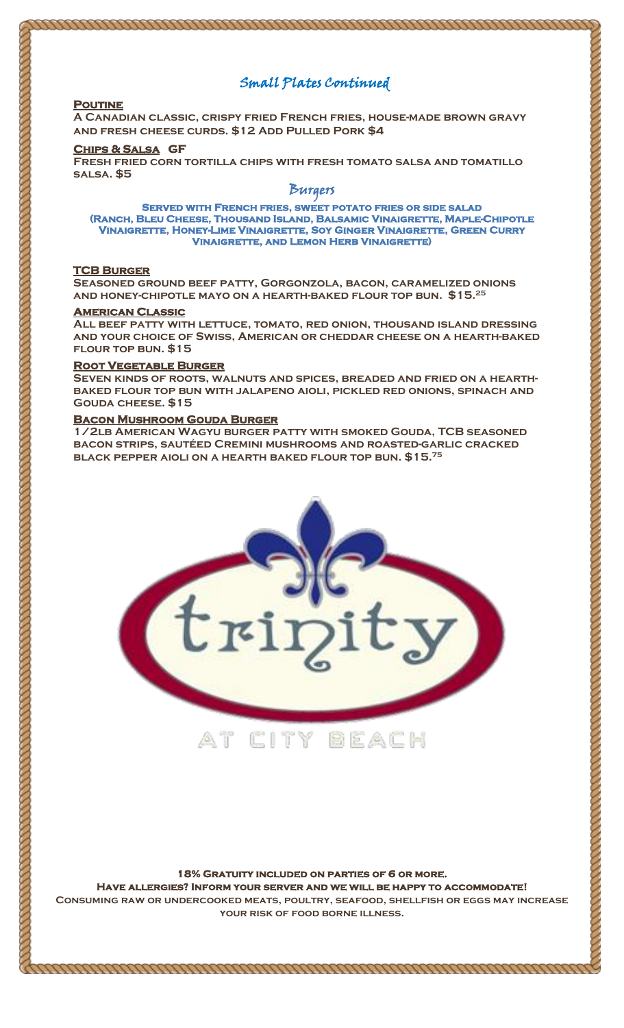## Small Plates Continued

### Poutine

A Canadian classic, crispy fried French fries, house-made brown gravy and fresh cheese curds. $12 Add Pulled Pork $4

### Chips & Salsa GF

Fresh fried corn tortilla chips with fresh tomato salsa and tomatillo salsa. $5

## Burgers

**Served with French fries, sweet potato fries or side salad (Ranch, Bleu Cheese, Thousand Island, Balsamic Vinaigrette, Maple-Chipotle Vinaigrette, Honey-Lime Vinaigrette, Soy Ginger Vinaigrette, Green Curry Vinaigrette, and Lemon Herb Vinaigrette)**

### TCB Burger

Seasoned ground beef patty, Gorgonzola, bacon, caramelized onions and honey-chipotle mayo on a hearth-baked flour top bun. $15.25

### American Classic

All beef patty with lettuce, tomato, red onion, thousand island dressing and your choice of Swiss, American or cheddar cheese on a hearth-baked flour top bun. $15

### Root Vegetable Burger

Seven kinds of roots, walnuts and spices, breaded and fried on a hearth-baked flour top bun with jalapeno aioli, pickled red onions, spinach and Gouda cheese. $15

### Bacon Mushroom Gouda Burger

1/2lb American Wagyu burger patty with smoked Gouda, TCB seasoned bacon strips, sautéed Cremini mushrooms and roasted-garlic cracked black pepper aioli on a hearth baked flour top bun. $15.75

trinity

AT CITY BEACH

**18% Gratuity included on parties of 6 or more.**

**Have allergies? Inform your server and we will be happy to accommodate!**

**Consuming raw or undercooked meats, poultry, seafood, shellfish or eggs may increase your risk of food borne illness.**